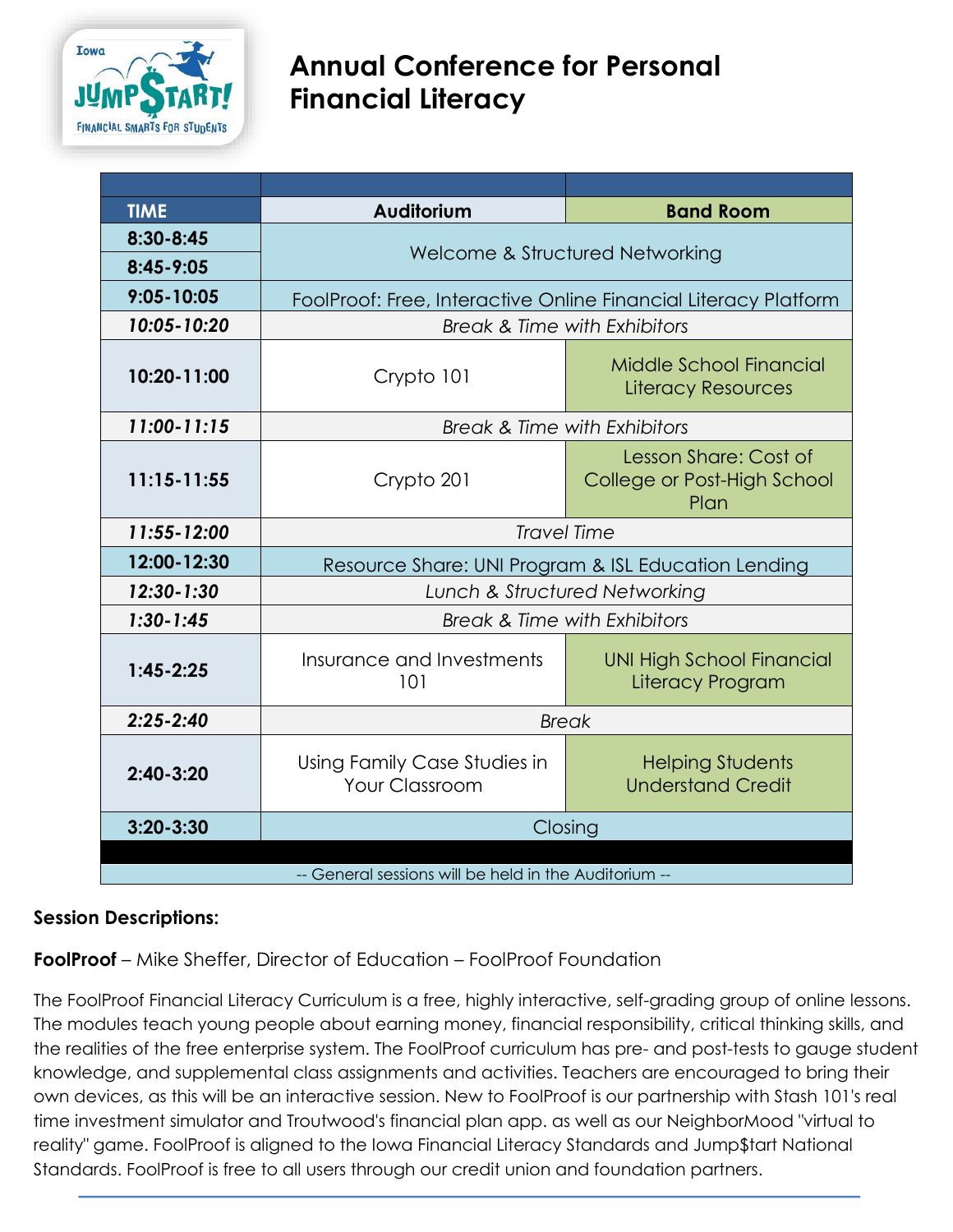# Annual Conference for Personal Financial Literacy

| TIME | Auditorium | Band Room |
|---|---|---|
| 8:30-8:45 | Welcome & Structured Networking | |
| 8:45-9:05 | | |
| 9:05-10:05 | FoolProof: Free, Interactive Online Financial Literacy Platform | |
| *10:05-10:20* | *Break & Time with Exhibitors* | |
| 10:20-11:00 | Crypto 101 | Middle School Financial Literacy Resources |
| *11:00-11:15* | *Break & Time with Exhibitors* | |
| 11:15-11:55 | Crypto 201 | Lesson Share: Cost of College or Post-High School Plan |
| *11:55-12:00* | *Travel Time* | |
| 12:00-12:30 | Resource Share: UNI Program & ISL Education Lending | |
| *12:30-1:30* | *Lunch & Structured Networking* | |
| *1:30-1:45* | *Break & Time with Exhibitors* | |
| 1:45-2:25 | Insurance and Investments 101 | UNI High School Financial Literacy Program |
| *2:25-2:40* | *Break* | |
| 2:40-3:20 | Using Family Case Studies in Your Classroom | Helping Students Understand Credit |
| 3:20-3:30 | Closing | |

-- General sessions will be held in the Auditorium --

**Session Descriptions:**

**FoolProof** – Mike Sheffer, Director of Education – FoolProof Foundation

The FoolProof Financial Literacy Curriculum is a free, highly interactive, self-grading group of online lessons. The modules teach young people about earning money, financial responsibility, critical thinking skills, and the realities of the free enterprise system. The FoolProof curriculum has pre- and post-tests to gauge student knowledge, and supplemental class assignments and activities. Teachers are encouraged to bring their own devices, as this will be an interactive session. New to FoolProof is our partnership with Stash 101's real time investment simulator and Troutwood's financial plan app. as well as our NeighborMood "virtual to reality" game. FoolProof is aligned to the Iowa Financial Literacy Standards and Jump$tart National Standards. FoolProof is free to all users through our credit union and foundation partners.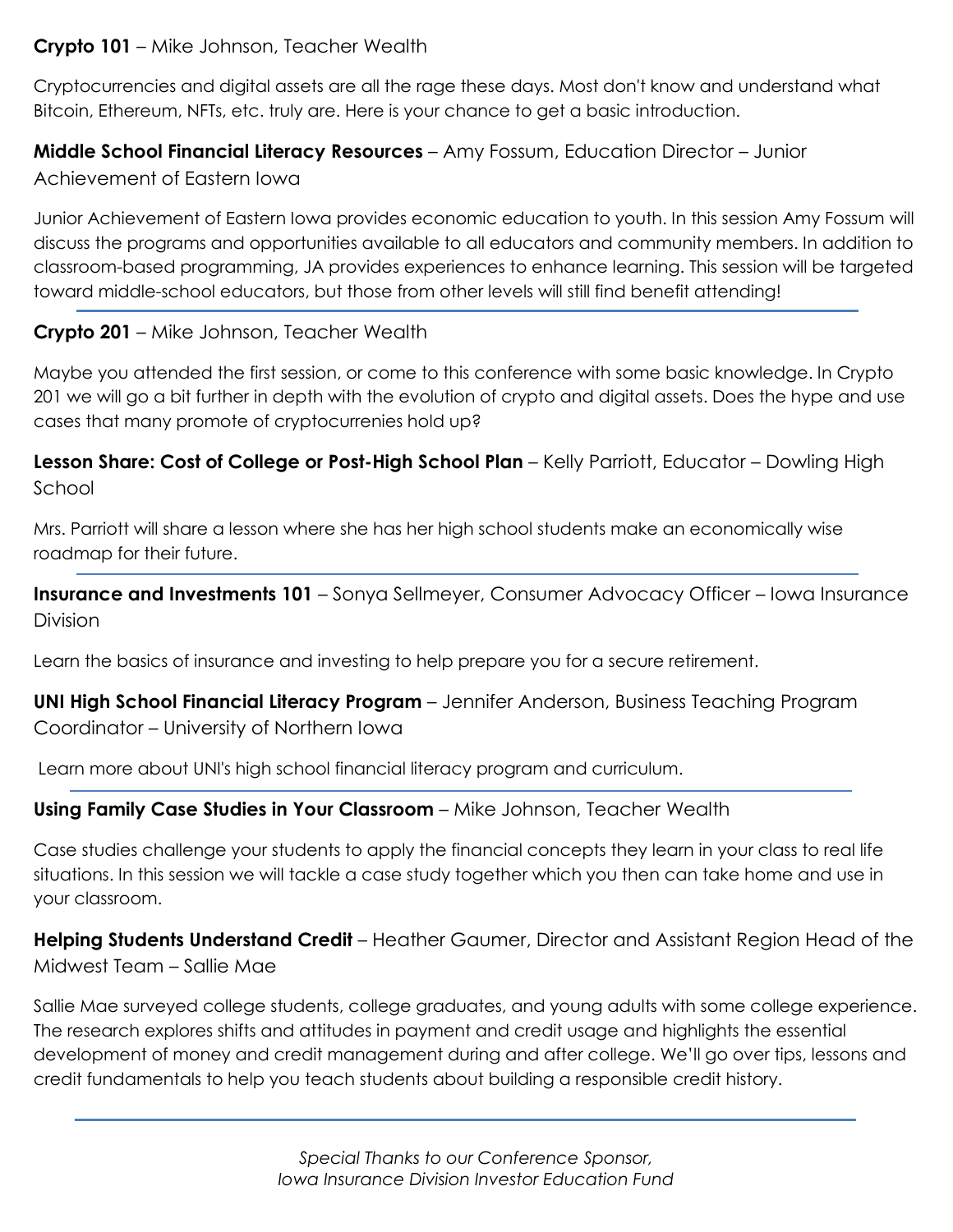**Crypto 101** – Mike Johnson, Teacher Wealth

Cryptocurrencies and digital assets are all the rage these days. Most don't know and understand what Bitcoin, Ethereum, NFTs, etc. truly are. Here is your chance to get a basic introduction.

**Middle School Financial Literacy Resources** – Amy Fossum, Education Director – Junior Achievement of Eastern Iowa

Junior Achievement of Eastern Iowa provides economic education to youth. In this session Amy Fossum will discuss the programs and opportunities available to all educators and community members. In addition to classroom-based programming, JA provides experiences to enhance learning. This session will be targeted toward middle-school educators, but those from other levels will still find benefit attending!

---

**Crypto 201** – Mike Johnson, Teacher Wealth

Maybe you attended the first session, or come to this conference with some basic knowledge. In Crypto 201 we will go a bit further in depth with the evolution of crypto and digital assets. Does the hype and use cases that many promote of cryptocurrenies hold up?

**Lesson Share: Cost of College or Post-High School Plan** – Kelly Parriott, Educator – Dowling High School

Mrs. Parriott will share a lesson where she has her high school students make an economically wise roadmap for their future.

---

**Insurance and Investments 101** – Sonya Sellmeyer, Consumer Advocacy Officer – Iowa Insurance Division

Learn the basics of insurance and investing to help prepare you for a secure retirement.

**UNI High School Financial Literacy Program** – Jennifer Anderson, Business Teaching Program Coordinator – University of Northern Iowa

Learn more about UNI's high school financial literacy program and curriculum.

---

**Using Family Case Studies in Your Classroom** – Mike Johnson, Teacher Wealth

Case studies challenge your students to apply the financial concepts they learn in your class to real life situations. In this session we will tackle a case study together which you then can take home and use in your classroom.

**Helping Students Understand Credit** – Heather Gaumer, Director and Assistant Region Head of the Midwest Team – Sallie Mae

Sallie Mae surveyed college students, college graduates, and young adults with some college experience. The research explores shifts and attitudes in payment and credit usage and highlights the essential development of money and credit management during and after college. We'll go over tips, lessons and credit fundamentals to help you teach students about building a responsible credit history.

---

*Special Thanks to our Conference Sponsor,*
*Iowa Insurance Division Investor Education Fund*